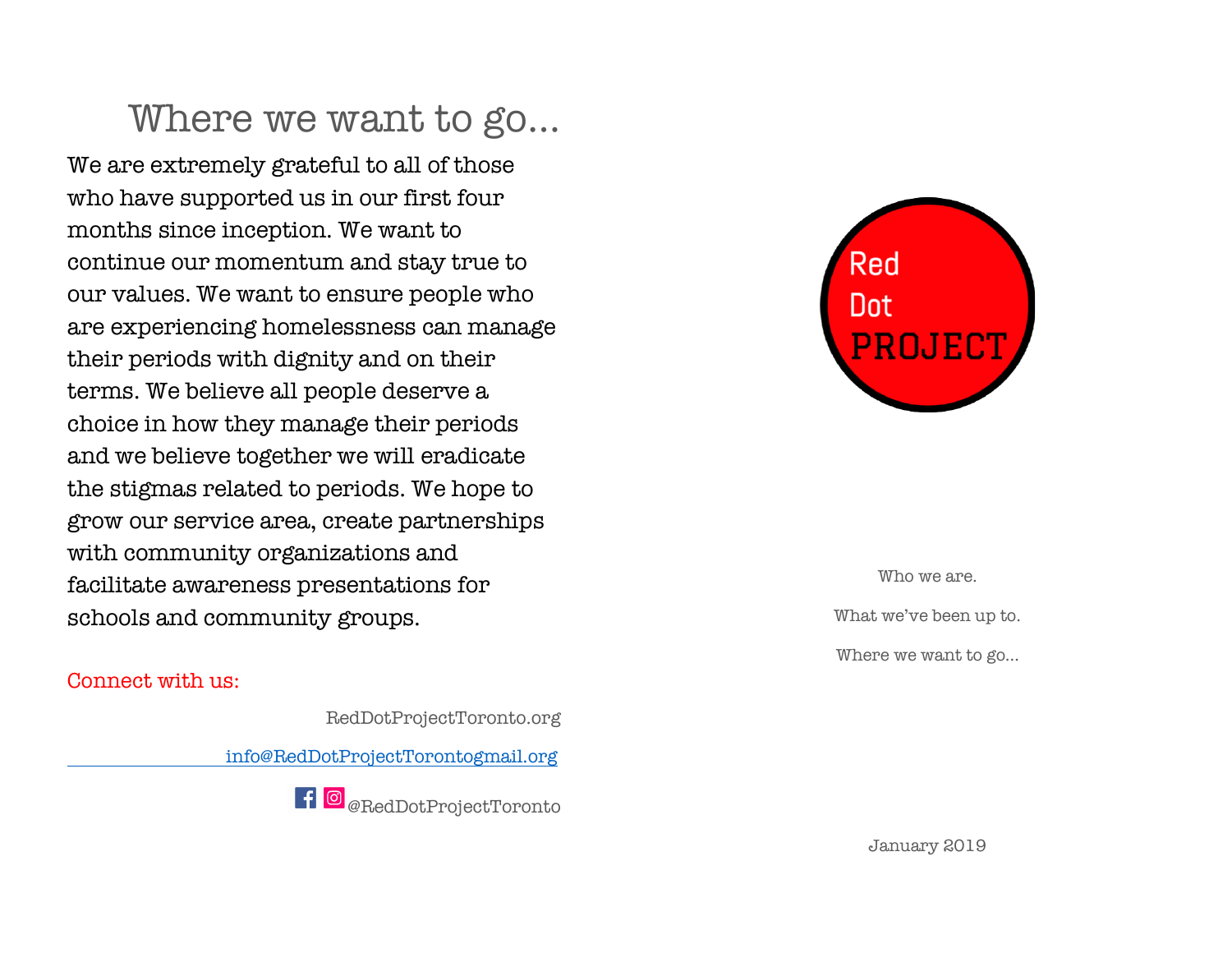## Where we want to go...

We are extremely grateful to all of those who have supported us in our first four months since inception. We want to continue our momentum and stay true to our values. We want to ensure people who are experiencing homelessness can manage their periods with dignity and on their terms. We believe all people deserve a choice in how they manage their periods and we believe together we will eradicate the stigmas related to periods. We hope to grow our service area, create partnerships with community organizations and facilitate awareness presentations for schools and community groups.

Connect with us:

RedDotProjectToronto.org

info@RedDotProjectTorontogmail.org

@RedDotProjectToronto

Red Dot PROJECT

Who we are.

What we've been up to.

Where we want to go...

January 2019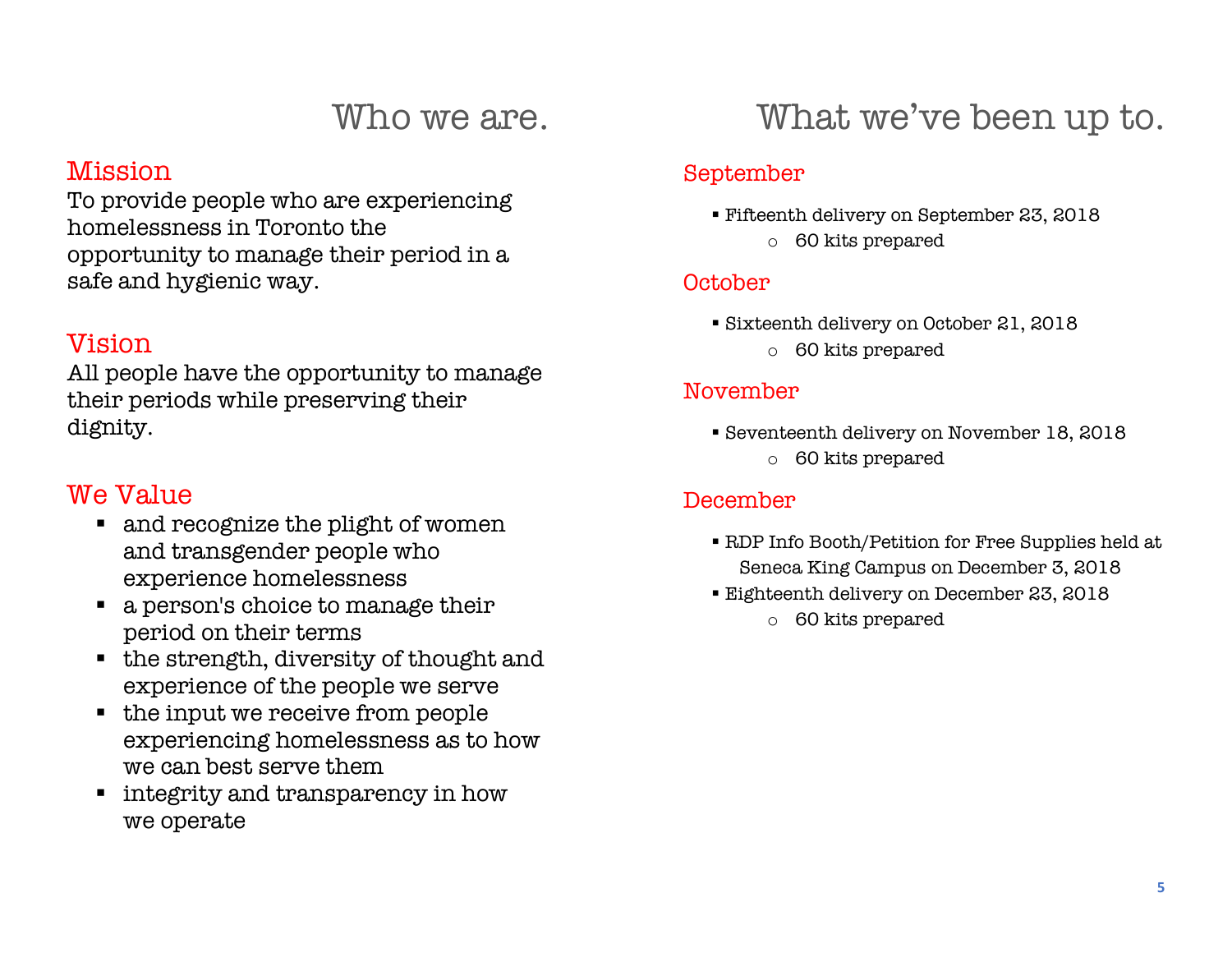# Who we are.

## Mission

To provide people who are experiencing homelessness in Toronto the opportunity to manage their period in a safe and hygienic way.

## Vision

All people have the opportunity to manage their periods while preserving their dignity.

## We Value

- and recognize the plight of women and transgender people who experience homelessness
- a person's choice to manage their period on their terms
- the strength, diversity of thought and experience of the people we serve
- the input we receive from people experiencing homelessness as to how we can best serve them
- integrity and transparency in how we operate

# What we've been up to.

## September

- Fifteenth delivery on September 23, 2018
  - 60 kits prepared

## October

- Sixteenth delivery on October 21, 2018
  - 60 kits prepared

## November

- Seventeenth delivery on November 18, 2018
  - 60 kits prepared

## December

- RDP Info Booth/Petition for Free Supplies held at Seneca King Campus on December 3, 2018
- Eighteenth delivery on December 23, 2018
  - 60 kits prepared